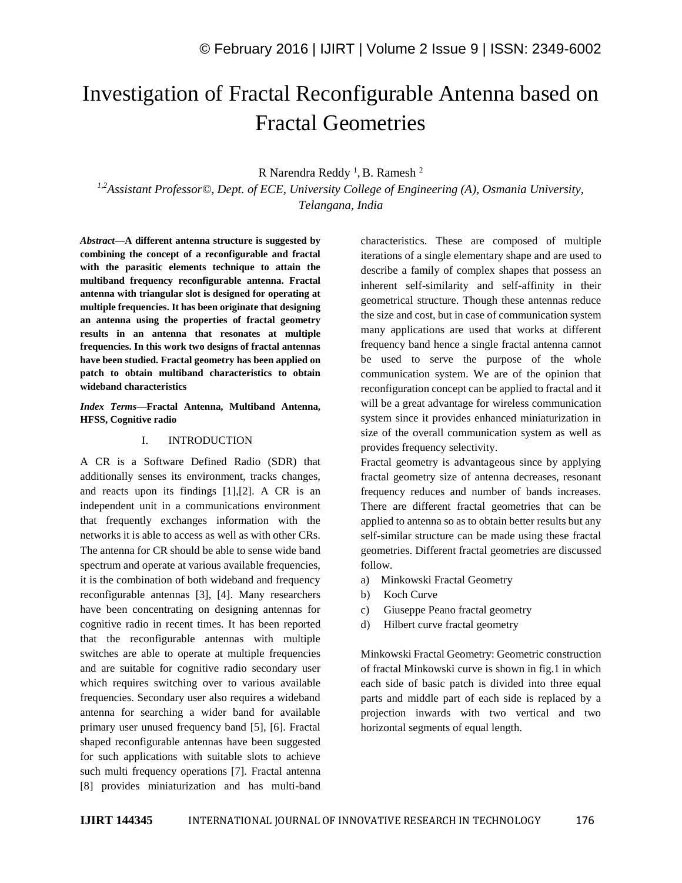# Investigation of Fractal Reconfigurable Antenna based on Fractal Geometries

R Narendra Reddy [1], B. Ramesh [2]

*[1,2]Assistant Professor©, Dept. of ECE, University College of Engineering (A), Osmania University, Telangana, India*

***Abstract*—A different antenna structure is suggested by combining the concept of a reconfigurable and fractal with the parasitic elements technique to attain the multiband frequency reconfigurable antenna. Fractal antenna with triangular slot is designed for operating at multiple frequencies. It has been originate that designing an antenna using the properties of fractal geometry results in an antenna that resonates at multiple frequencies. In this work two designs of fractal antennas have been studied. Fractal geometry has been applied on patch to obtain multiband characteristics to obtain wideband characteristics**

***Index Terms*—Fractal Antenna, Multiband Antenna, HFSS, Cognitive radio**

## I. INTRODUCTION

A CR is a Software Defined Radio (SDR) that additionally senses its environment, tracks changes, and reacts upon its findings [1],[2]. A CR is an independent unit in a communications environment that frequently exchanges information with the networks it is able to access as well as with other CRs. The antenna for CR should be able to sense wide band spectrum and operate at various available frequencies, it is the combination of both wideband and frequency reconfigurable antennas [3], [4]. Many researchers have been concentrating on designing antennas for cognitive radio in recent times. It has been reported that the reconfigurable antennas with multiple switches are able to operate at multiple frequencies and are suitable for cognitive radio secondary user which requires switching over to various available frequencies. Secondary user also requires a wideband antenna for searching a wider band for available primary user unused frequency band [5], [6]. Fractal shaped reconfigurable antennas have been suggested for such applications with suitable slots to achieve such multi frequency operations [7]. Fractal antenna [8] provides miniaturization and has multi-band characteristics. These are composed of multiple iterations of a single elementary shape and are used to describe a family of complex shapes that possess an inherent self-similarity and self-affinity in their geometrical structure. Though these antennas reduce the size and cost, but in case of communication system many applications are used that works at different frequency band hence a single fractal antenna cannot be used to serve the purpose of the whole communication system. We are of the opinion that reconfiguration concept can be applied to fractal and it will be a great advantage for wireless communication system since it provides enhanced miniaturization in size of the overall communication system as well as provides frequency selectivity.

Fractal geometry is advantageous since by applying fractal geometry size of antenna decreases, resonant frequency reduces and number of bands increases. There are different fractal geometries that can be applied to antenna so as to obtain better results but any self-similar structure can be made using these fractal geometries. Different fractal geometries are discussed follow.

a) Minkowski Fractal Geometry
b) Koch Curve
c) Giuseppe Peano fractal geometry
d) Hilbert curve fractal geometry

Minkowski Fractal Geometry: Geometric construction of fractal Minkowski curve is shown in fig.1 in which each side of basic patch is divided into three equal parts and middle part of each side is replaced by a projection inwards with two vertical and two horizontal segments of equal length.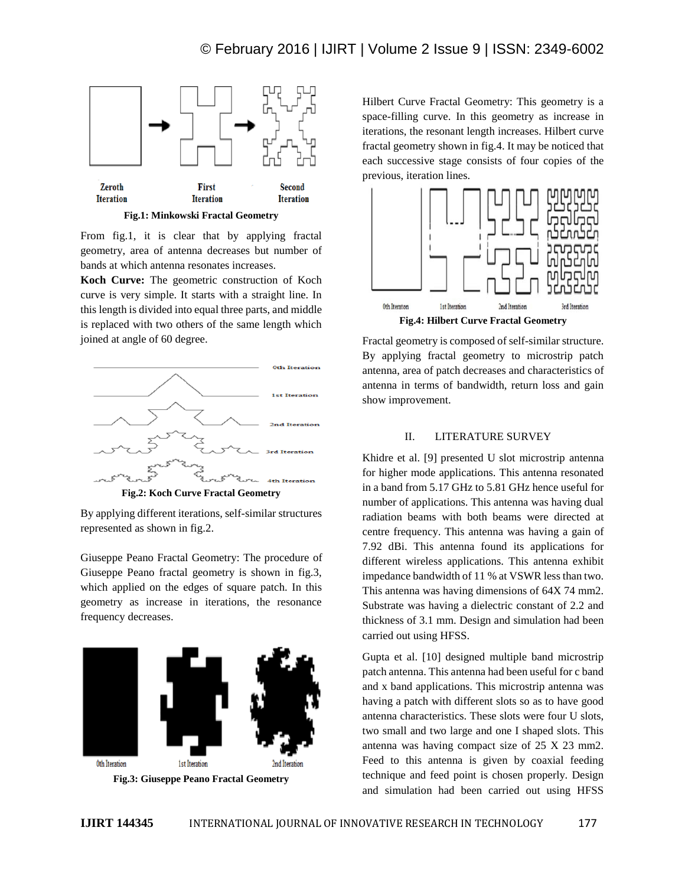Fig.1: Minkowski Fractal Geometry

From fig.1, it is clear that by applying fractal geometry, area of antenna decreases but number of bands at which antenna resonates increases.

**Koch Curve:** The geometric construction of Koch curve is very simple. It starts with a straight line. In this length is divided into equal three parts, and middle is replaced with two others of the same length which joined at angle of 60 degree.

Fig.2: Koch Curve Fractal Geometry

By applying different iterations, self-similar structures represented as shown in fig.2.

Giuseppe Peano Fractal Geometry: The procedure of Giuseppe Peano fractal geometry is shown in fig.3, which applied on the edges of square patch. In this geometry as increase in iterations, the resonance frequency decreases.

Fig.3: Giuseppe Peano Fractal Geometry

Hilbert Curve Fractal Geometry: This geometry is a space-filling curve. In this geometry as increase in iterations, the resonant length increases. Hilbert curve fractal geometry shown in fig.4. It may be noticed that each successive stage consists of four copies of the previous, iteration lines.

Fig.4: Hilbert Curve Fractal Geometry

Fractal geometry is composed of self-similar structure. By applying fractal geometry to microstrip patch antenna, area of patch decreases and characteristics of antenna in terms of bandwidth, return loss and gain show improvement.

## II. LITERATURE SURVEY

Khidre et al. [9] presented U slot microstrip antenna for higher mode applications. This antenna resonated in a band from 5.17 GHz to 5.81 GHz hence useful for number of applications. This antenna was having dual radiation beams with both beams were directed at centre frequency. This antenna was having a gain of 7.92 dBi. This antenna found its applications for different wireless applications. This antenna exhibit impedance bandwidth of 11 % at VSWR less than two. This antenna was having dimensions of 64X 74 mm2. Substrate was having a dielectric constant of 2.2 and thickness of 3.1 mm. Design and simulation had been carried out using HFSS.

Gupta et al. [10] designed multiple band microstrip patch antenna. This antenna had been useful for c band and x band applications. This microstrip antenna was having a patch with different slots so as to have good antenna characteristics. These slots were four U slots, two small and two large and one I shaped slots. This antenna was having compact size of 25 X 23 mm2. Feed to this antenna is given by coaxial feeding technique and feed point is chosen properly. Design and simulation had been carried out using HFSS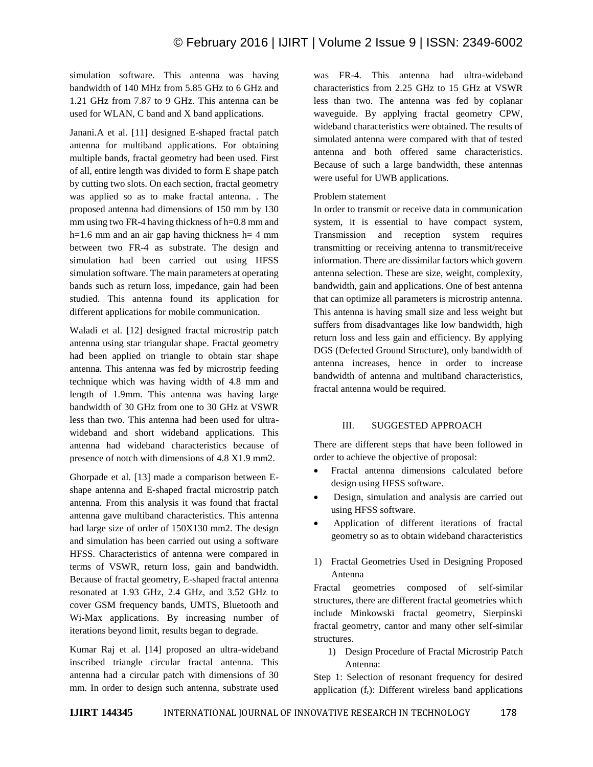simulation software. This antenna was having bandwidth of 140 MHz from 5.85 GHz to 6 GHz and 1.21 GHz from 7.87 to 9 GHz. This antenna can be used for WLAN, C band and X band applications.

Janani.A et al. [11] designed E-shaped fractal patch antenna for multiband applications. For obtaining multiple bands, fractal geometry had been used. First of all, entire length was divided to form E shape patch by cutting two slots. On each section, fractal geometry was applied so as to make fractal antenna. . The proposed antenna had dimensions of 150 mm by 130 mm using two FR-4 having thickness of h=0.8 mm and h=1.6 mm and an air gap having thickness h= 4 mm between two FR-4 as substrate. The design and simulation had been carried out using HFSS simulation software. The main parameters at operating bands such as return loss, impedance, gain had been studied. This antenna found its application for different applications for mobile communication.

Waladi et al. [12] designed fractal microstrip patch antenna using star triangular shape. Fractal geometry had been applied on triangle to obtain star shape antenna. This antenna was fed by microstrip feeding technique which was having width of 4.8 mm and length of 1.9mm. This antenna was having large bandwidth of 30 GHz from one to 30 GHz at VSWR less than two. This antenna had been used for ultra-wideband and short wideband applications. This antenna had wideband characteristics because of presence of notch with dimensions of 4.8 X1.9 mm2.

Ghorpade et al. [13] made a comparison between E-shape antenna and E-shaped fractal microstrip patch antenna. From this analysis it was found that fractal antenna gave multiband characteristics. This antenna had large size of order of 150X130 mm2. The design and simulation has been carried out using a software HFSS. Characteristics of antenna were compared in terms of VSWR, return loss, gain and bandwidth. Because of fractal geometry, E-shaped fractal antenna resonated at 1.93 GHz, 2.4 GHz, and 3.52 GHz to cover GSM frequency bands, UMTS, Bluetooth and Wi-Max applications. By increasing number of iterations beyond limit, results began to degrade.

Kumar Raj et al. [14] proposed an ultra-wideband inscribed triangle circular fractal antenna. This antenna had a circular patch with dimensions of 30 mm. In order to design such antenna, substrate used was FR-4. This antenna had ultra-wideband characteristics from 2.25 GHz to 15 GHz at VSWR less than two. The antenna was fed by coplanar waveguide. By applying fractal geometry CPW, wideband characteristics were obtained. The results of simulated antenna were compared with that of tested antenna and both offered same characteristics. Because of such a large bandwidth, these antennas were useful for UWB applications.

Problem statement

In order to transmit or receive data in communication system, it is essential to have compact system, Transmission and reception system requires transmitting or receiving antenna to transmit/receive information. There are dissimilar factors which govern antenna selection. These are size, weight, complexity, bandwidth, gain and applications. One of best antenna that can optimize all parameters is microstrip antenna. This antenna is having small size and less weight but suffers from disadvantages like low bandwidth, high return loss and less gain and efficiency. By applying DGS (Defected Ground Structure), only bandwidth of antenna increases, hence in order to increase bandwidth of antenna and multiband characteristics, fractal antenna would be required.

## III. SUGGESTED APPROACH

There are different steps that have been followed in order to achieve the objective of proposal:

- Fractal antenna dimensions calculated before design using HFSS software.
- Design, simulation and analysis are carried out using HFSS software.
- Application of different iterations of fractal geometry so as to obtain wideband characteristics

1) Fractal Geometries Used in Designing Proposed Antenna

Fractal geometries composed of self-similar structures, there are different fractal geometries which include Minkowski fractal geometry, Sierpinski fractal geometry, cantor and many other self-similar structures.

1) Design Procedure of Fractal Microstrip Patch Antenna:

Step 1: Selection of resonant frequency for desired application ($f_r$): Different wireless band applications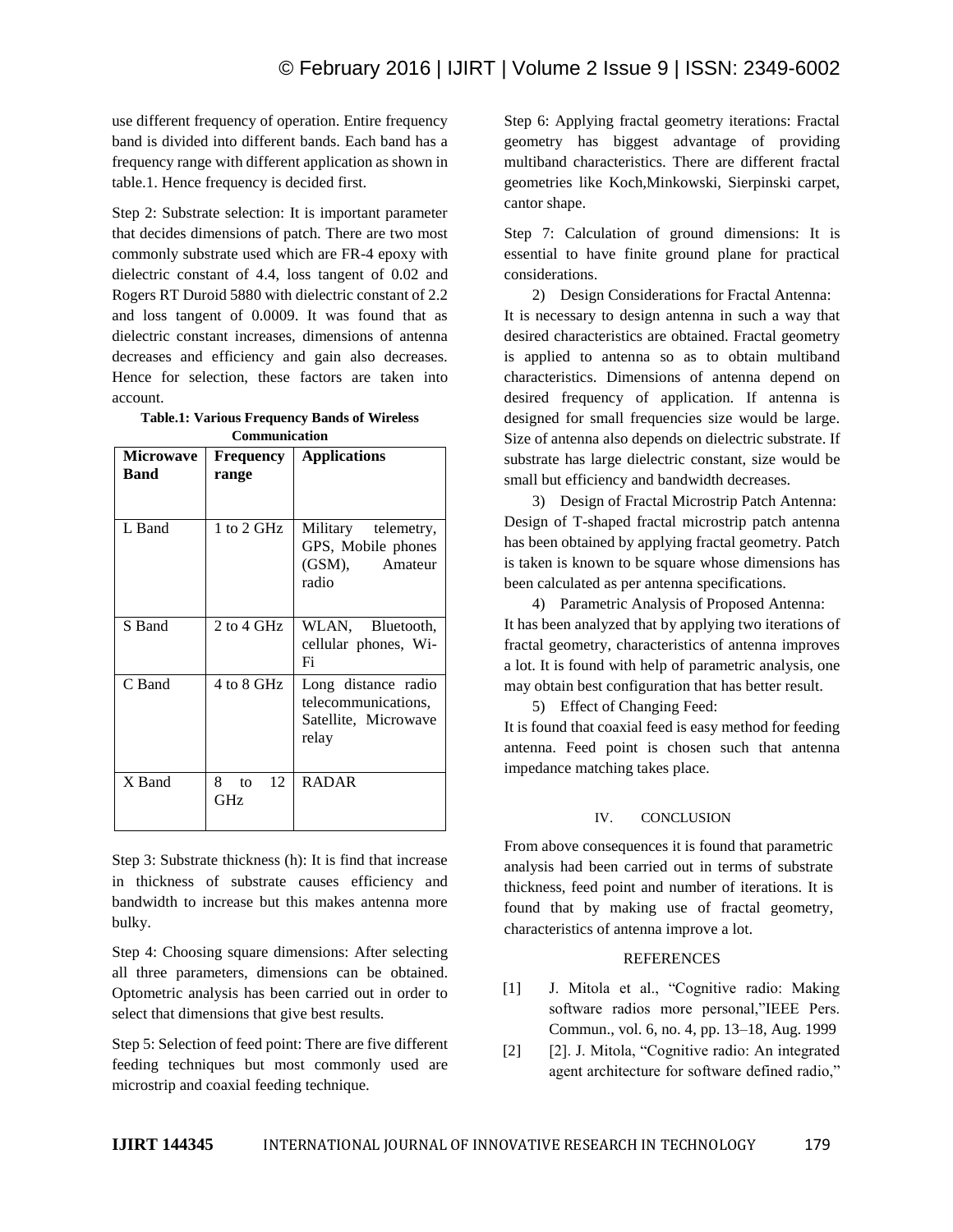use different frequency of operation. Entire frequency band is divided into different bands. Each band has a frequency range with different application as shown in table.1. Hence frequency is decided first.

Step 2: Substrate selection: It is important parameter that decides dimensions of patch. There are two most commonly substrate used which are FR-4 epoxy with dielectric constant of 4.4, loss tangent of 0.02 and Rogers RT Duroid 5880 with dielectric constant of 2.2 and loss tangent of 0.0009. It was found that as dielectric constant increases, dimensions of antenna decreases and efficiency and gain also decreases. Hence for selection, these factors are taken into account.

**Table.1: Various Frequency Bands of Wireless Communication**

| Microwave Band | Frequency range | Applications |
|---|---|---|
| L Band | 1 to 2 GHz | Military telemetry, GPS, Mobile phones (GSM), Amateur radio |
| S Band | 2 to 4 GHz | WLAN, Bluetooth, cellular phones, Wi-Fi |
| C Band | 4 to 8 GHz | Long distance radio telecommunications, Satellite, Microwave relay |
| X Band | 8 to 12 GHz | RADAR |

Step 3: Substrate thickness (h): It is find that increase in thickness of substrate causes efficiency and bandwidth to increase but this makes antenna more bulky.

Step 4: Choosing square dimensions: After selecting all three parameters, dimensions can be obtained. Optometric analysis has been carried out in order to select that dimensions that give best results.

Step 5: Selection of feed point: There are five different feeding techniques but most commonly used are microstrip and coaxial feeding technique.

Step 6: Applying fractal geometry iterations: Fractal geometry has biggest advantage of providing multiband characteristics. There are different fractal geometries like Koch,Minkowski, Sierpinski carpet, cantor shape.

Step 7: Calculation of ground dimensions: It is essential to have finite ground plane for practical considerations.

2) Design Considerations for Fractal Antenna:
It is necessary to design antenna in such a way that desired characteristics are obtained. Fractal geometry is applied to antenna so as to obtain multiband characteristics. Dimensions of antenna depend on desired frequency of application. If antenna is designed for small frequencies size would be large. Size of antenna also depends on dielectric substrate. If substrate has large dielectric constant, size would be small but efficiency and bandwidth decreases.

3) Design of Fractal Microstrip Patch Antenna:
Design of T-shaped fractal microstrip patch antenna has been obtained by applying fractal geometry. Patch is taken is known to be square whose dimensions has been calculated as per antenna specifications.

4) Parametric Analysis of Proposed Antenna:
It has been analyzed that by applying two iterations of fractal geometry, characteristics of antenna improves a lot. It is found with help of parametric analysis, one may obtain best configuration that has better result.

5) Effect of Changing Feed:
It is found that coaxial feed is easy method for feeding antenna. Feed point is chosen such that antenna impedance matching takes place.

## IV. CONCLUSION

From above consequences it is found that parametric analysis had been carried out in terms of substrate thickness, feed point and number of iterations. It is found that by making use of fractal geometry, characteristics of antenna improve a lot.

## REFERENCES

[1] J. Mitola et al., “Cognitive radio: Making software radios more personal,”IEEE Pers. Commun., vol. 6, no. 4, pp. 13–18, Aug. 1999

[2] [2]. J. Mitola, “Cognitive radio: An integrated agent architecture for software defined radio,”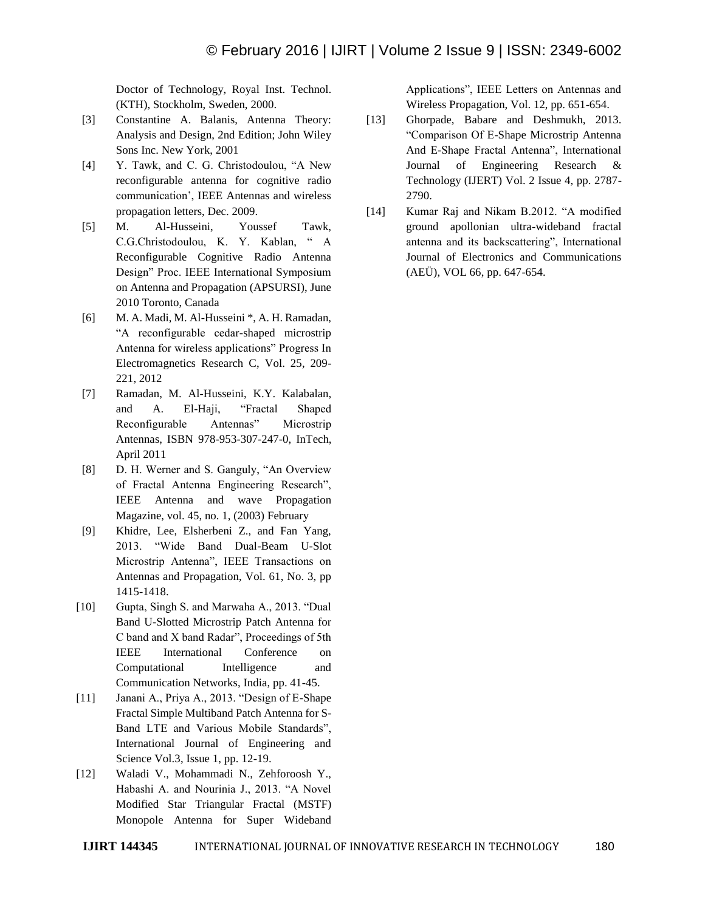Doctor of Technology, Royal Inst. Technol. (KTH), Stockholm, Sweden, 2000.

[3] Constantine A. Balanis, Antenna Theory: Analysis and Design, 2nd Edition; John Wiley Sons Inc. New York, 2001

[4] Y. Tawk, and C. G. Christodoulou, "A New reconfigurable antenna for cognitive radio communication', IEEE Antennas and wireless propagation letters, Dec. 2009.

[5] M. Al-Husseini, Youssef Tawk, C.G.Christodoulou, K. Y. Kablan, " A Reconfigurable Cognitive Radio Antenna Design" Proc. IEEE International Symposium on Antenna and Propagation (APSURSI), June 2010 Toronto, Canada

[6] M. A. Madi, M. Al-Husseini *, A. H. Ramadan, "A reconfigurable cedar-shaped microstrip Antenna for wireless applications" Progress In Electromagnetics Research C, Vol. 25, 209-221, 2012

[7] Ramadan, M. Al-Husseini, K.Y. Kalabalan, and A. El-Haji, "Fractal Shaped Reconfigurable Antennas" Microstrip Antennas, ISBN 978-953-307-247-0, InTech, April 2011

[8] D. H. Werner and S. Ganguly, "An Overview of Fractal Antenna Engineering Research", IEEE Antenna and wave Propagation Magazine, vol. 45, no. 1, (2003) February

[9] Khidre, Lee, Elsherbeni Z., and Fan Yang, 2013. "Wide Band Dual-Beam U-Slot Microstrip Antenna", IEEE Transactions on Antennas and Propagation, Vol. 61, No. 3, pp 1415-1418.

[10] Gupta, Singh S. and Marwaha A., 2013. "Dual Band U-Slotted Microstrip Patch Antenna for C band and X band Radar", Proceedings of 5th IEEE International Conference on Computational Intelligence and Communication Networks, India, pp. 41-45.

[11] Janani A., Priya A., 2013. "Design of E-Shape Fractal Simple Multiband Patch Antenna for S-Band LTE and Various Mobile Standards", International Journal of Engineering and Science Vol.3, Issue 1, pp. 12-19.

[12] Waladi V., Mohammadi N., Zehforoosh Y., Habashi A. and Nourinia J., 2013. "A Novel Modified Star Triangular Fractal (MSTF) Monopole Antenna for Super Wideband Applications", IEEE Letters on Antennas and Wireless Propagation, Vol. 12, pp. 651-654.

[13] Ghorpade, Babare and Deshmukh, 2013. "Comparison Of E-Shape Microstrip Antenna And E-Shape Fractal Antenna", International Journal of Engineering Research & Technology (IJERT) Vol. 2 Issue 4, pp. 2787-2790.

[14] Kumar Raj and Nikam B.2012. "A modified ground apollonian ultra-wideband fractal antenna and its backscattering", International Journal of Electronics and Communications (AEÜ), VOL 66, pp. 647-654.